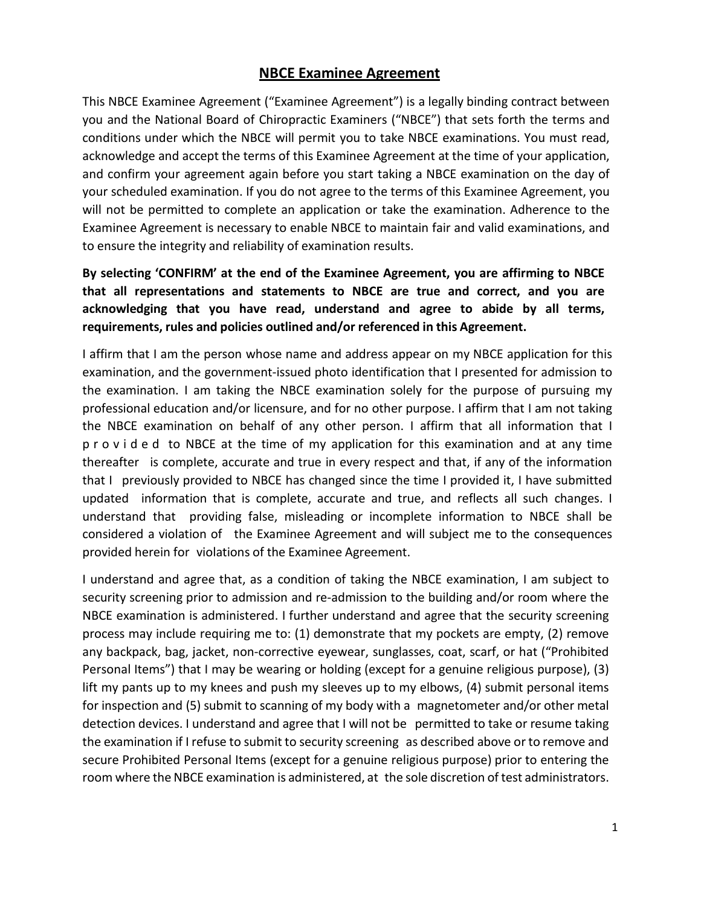# NBCE Examinee Agreement

This NBCE Examinee Agreement ("Examinee Agreement") is a legally binding contract between you and the National Board of Chiropractic Examiners ("NBCE") that sets forth the terms and conditions under which the NBCE will permit you to take NBCE examinations. You must read, acknowledge and accept the terms of this Examinee Agreement at the time of your application, and confirm your agreement again before you start taking a NBCE examination on the day of your scheduled examination. If you do not agree to the terms of this Examinee Agreement, you will not be permitted to complete an application or take the examination. Adherence to the Examinee Agreement is necessary to enable NBCE to maintain fair and valid examinations, and to ensure the integrity and reliability of examination results.

**By selecting 'CONFIRM' at the end of the Examinee Agreement, you are affirming to NBCE that all representations and statements to NBCE are true and correct, and you are acknowledging that you have read, understand and agree to abide by all terms, requirements, rules and policies outlined and/or referenced in this Agreement.**

I affirm that I am the person whose name and address appear on my NBCE application for this examination, and the government-issued photo identification that I presented for admission to the examination. I am taking the NBCE examination solely for the purpose of pursuing my professional education and/or licensure, and for no other purpose. I affirm that I am not taking the NBCE examination on behalf of any other person. I affirm that all information that I provided to NBCE at the time of my application for this examination and at any time thereafter is complete, accurate and true in every respect and that, if any of the information that I previously provided to NBCE has changed since the time I provided it, I have submitted updated information that is complete, accurate and true, and reflects all such changes. I understand that providing false, misleading or incomplete information to NBCE shall be considered a violation of the Examinee Agreement and will subject me to the consequences provided herein for violations of the Examinee Agreement.

I understand and agree that, as a condition of taking the NBCE examination, I am subject to security screening prior to admission and re-admission to the building and/or room where the NBCE examination is administered. I further understand and agree that the security screening process may include requiring me to: (1) demonstrate that my pockets are empty, (2) remove any backpack, bag, jacket, non-corrective eyewear, sunglasses, coat, scarf, or hat ("Prohibited Personal Items") that I may be wearing or holding (except for a genuine religious purpose), (3) lift my pants up to my knees and push my sleeves up to my elbows, (4) submit personal items for inspection and (5) submit to scanning of my body with a magnetometer and/or other metal detection devices. I understand and agree that I will not be permitted to take or resume taking the examination if I refuse to submit to security screening as described above or to remove and secure Prohibited Personal Items (except for a genuine religious purpose) prior to entering the room where the NBCE examination is administered, at the sole discretion of test administrators.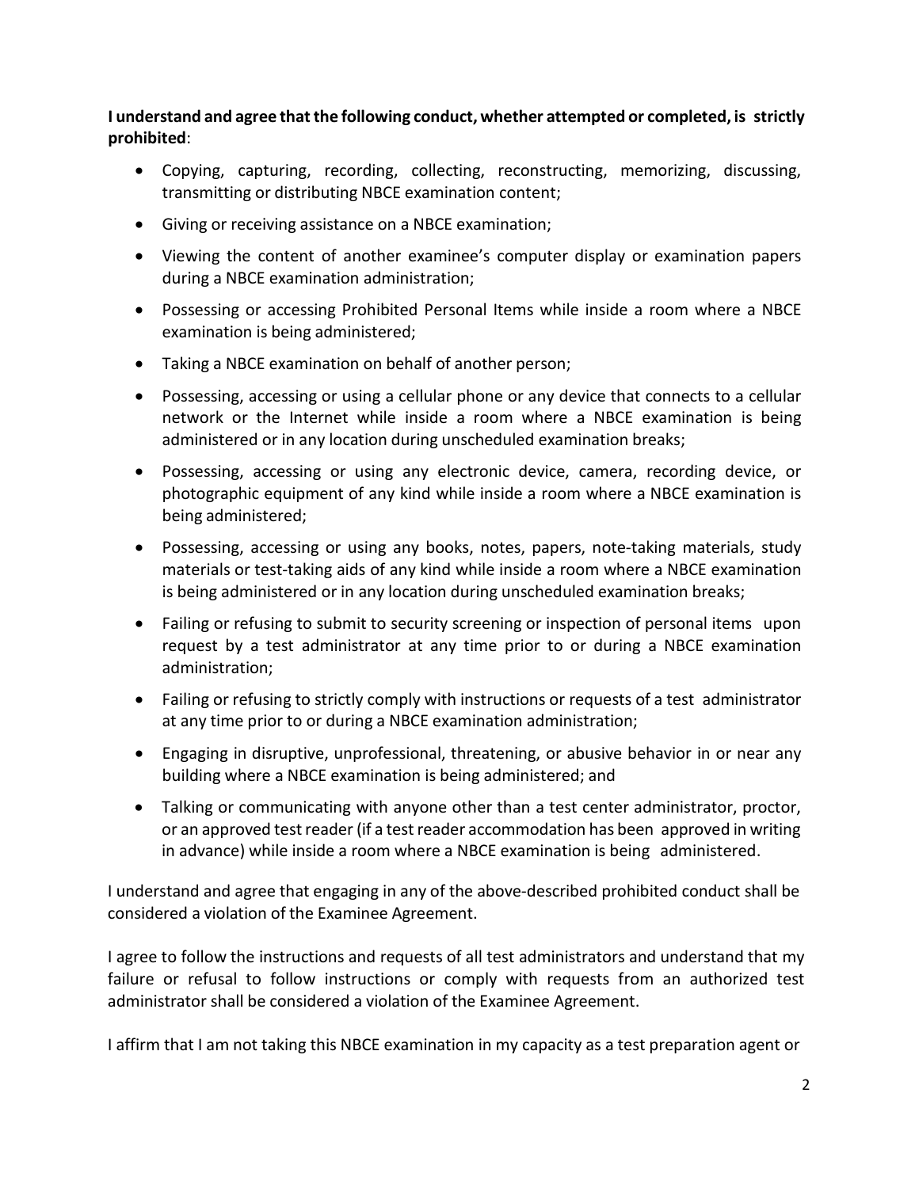**I understand and agree that the following conduct, whether attempted or completed, is strictly prohibited**:

- Copying, capturing, recording, collecting, reconstructing, memorizing, discussing, transmitting or distributing NBCE examination content;
- Giving or receiving assistance on a NBCE examination;
- Viewing the content of another examinee's computer display or examination papers during a NBCE examination administration;
- Possessing or accessing Prohibited Personal Items while inside a room where a NBCE examination is being administered;
- Taking a NBCE examination on behalf of another person;
- Possessing, accessing or using a cellular phone or any device that connects to a cellular network or the Internet while inside a room where a NBCE examination is being administered or in any location during unscheduled examination breaks;
- Possessing, accessing or using any electronic device, camera, recording device, or photographic equipment of any kind while inside a room where a NBCE examination is being administered;
- Possessing, accessing or using any books, notes, papers, note-taking materials, study materials or test-taking aids of any kind while inside a room where a NBCE examination is being administered or in any location during unscheduled examination breaks;
- Failing or refusing to submit to security screening or inspection of personal items upon request by a test administrator at any time prior to or during a NBCE examination administration;
- Failing or refusing to strictly comply with instructions or requests of a test administrator at any time prior to or during a NBCE examination administration;
- Engaging in disruptive, unprofessional, threatening, or abusive behavior in or near any building where a NBCE examination is being administered; and
- Talking or communicating with anyone other than a test center administrator, proctor, or an approved test reader (if a test reader accommodation has been approved in writing in advance) while inside a room where a NBCE examination is being administered.

I understand and agree that engaging in any of the above-described prohibited conduct shall be considered a violation of the Examinee Agreement.

I agree to follow the instructions and requests of all test administrators and understand that my failure or refusal to follow instructions or comply with requests from an authorized test administrator shall be considered a violation of the Examinee Agreement.

I affirm that I am not taking this NBCE examination in my capacity as a test preparation agent or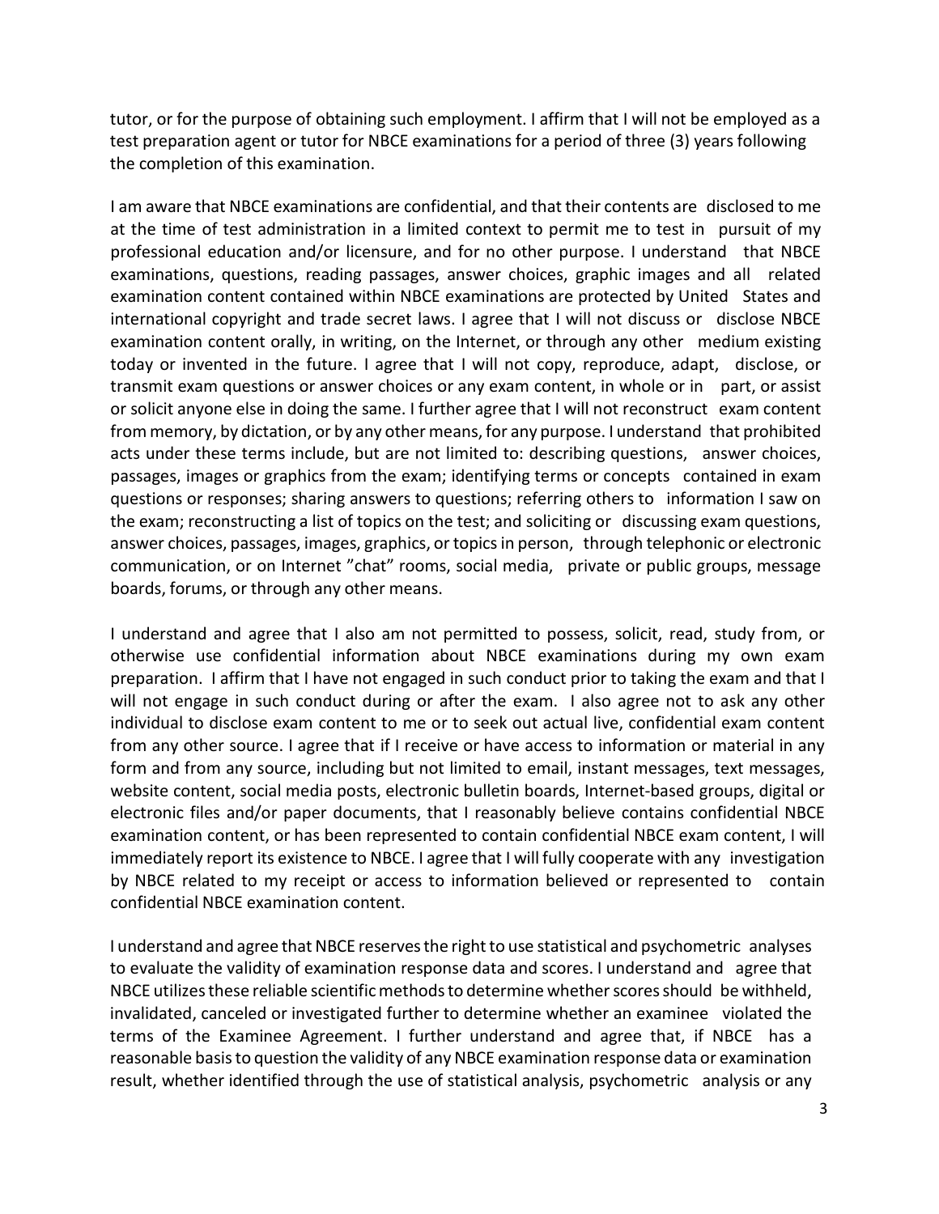tutor, or for the purpose of obtaining such employment. I affirm that I will not be employed as a test preparation agent or tutor for NBCE examinations for a period of three (3) years following the completion of this examination.

I am aware that NBCE examinations are confidential, and that their contents are disclosed to me at the time of test administration in a limited context to permit me to test in pursuit of my professional education and/or licensure, and for no other purpose. I understand that NBCE examinations, questions, reading passages, answer choices, graphic images and all related examination content contained within NBCE examinations are protected by United States and international copyright and trade secret laws. I agree that I will not discuss or disclose NBCE examination content orally, in writing, on the Internet, or through any other medium existing today or invented in the future. I agree that I will not copy, reproduce, adapt, disclose, or transmit exam questions or answer choices or any exam content, in whole or in part, or assist or solicit anyone else in doing the same. I further agree that I will not reconstruct exam content from memory, by dictation, or by any other means, for any purpose. I understand that prohibited acts under these terms include, but are not limited to: describing questions, answer choices, passages, images or graphics from the exam; identifying terms or concepts contained in exam questions or responses; sharing answers to questions; referring others to information I saw on the exam; reconstructing a list of topics on the test; and soliciting or discussing exam questions, answer choices, passages, images, graphics, or topics in person, through telephonic or electronic communication, or on Internet "chat" rooms, social media, private or public groups, message boards, forums, or through any other means.

I understand and agree that I also am not permitted to possess, solicit, read, study from, or otherwise use confidential information about NBCE examinations during my own exam preparation. I affirm that I have not engaged in such conduct prior to taking the exam and that I will not engage in such conduct during or after the exam. I also agree not to ask any other individual to disclose exam content to me or to seek out actual live, confidential exam content from any other source. I agree that if I receive or have access to information or material in any form and from any source, including but not limited to email, instant messages, text messages, website content, social media posts, electronic bulletin boards, Internet-based groups, digital or electronic files and/or paper documents, that I reasonably believe contains confidential NBCE examination content, or has been represented to contain confidential NBCE exam content, I will immediately report its existence to NBCE. I agree that I will fully cooperate with any investigation by NBCE related to my receipt or access to information believed or represented to contain confidential NBCE examination content.

I understand and agree that NBCE reserves the right to use statistical and psychometric analyses to evaluate the validity of examination response data and scores. I understand and agree that NBCE utilizes these reliable scientific methods to determine whether scores should be withheld, invalidated, canceled or investigated further to determine whether an examinee violated the terms of the Examinee Agreement. I further understand and agree that, if NBCE has a reasonable basis to question the validity of any NBCE examination response data or examination result, whether identified through the use of statistical analysis, psychometric analysis or any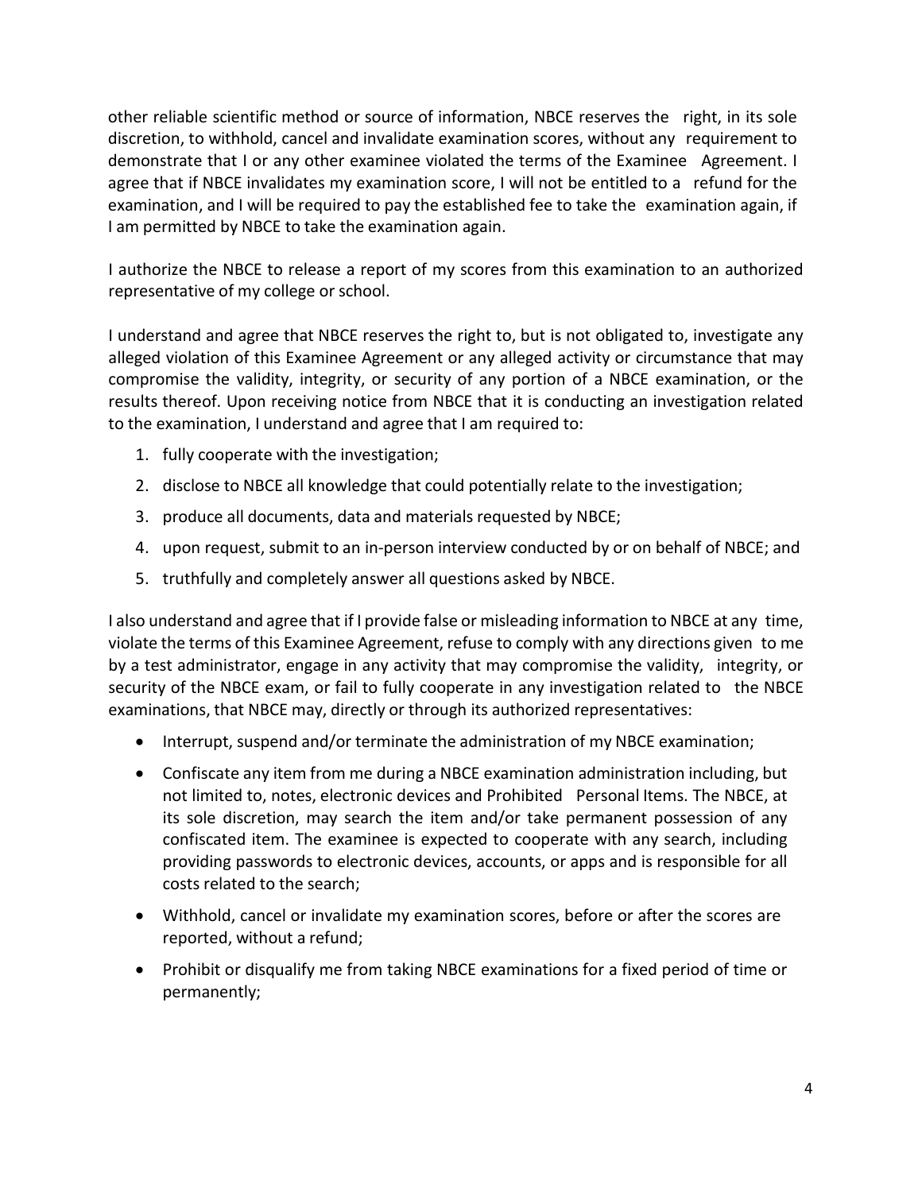other reliable scientific method or source of information, NBCE reserves the right, in its sole discretion, to withhold, cancel and invalidate examination scores, without any requirement to demonstrate that I or any other examinee violated the terms of the Examinee Agreement. I agree that if NBCE invalidates my examination score, I will not be entitled to a refund for the examination, and I will be required to pay the established fee to take the examination again, if I am permitted by NBCE to take the examination again.

I authorize the NBCE to release a report of my scores from this examination to an authorized representative of my college or school.

I understand and agree that NBCE reserves the right to, but is not obligated to, investigate any alleged violation of this Examinee Agreement or any alleged activity or circumstance that may compromise the validity, integrity, or security of any portion of a NBCE examination, or the results thereof. Upon receiving notice from NBCE that it is conducting an investigation related to the examination, I understand and agree that I am required to:

1. fully cooperate with the investigation;
2. disclose to NBCE all knowledge that could potentially relate to the investigation;
3. produce all documents, data and materials requested by NBCE;
4. upon request, submit to an in-person interview conducted by or on behalf of NBCE; and
5. truthfully and completely answer all questions asked by NBCE.

I also understand and agree that if I provide false or misleading information to NBCE at any time, violate the terms of this Examinee Agreement, refuse to comply with any directions given to me by a test administrator, engage in any activity that may compromise the validity, integrity, or security of the NBCE exam, or fail to fully cooperate in any investigation related to the NBCE examinations, that NBCE may, directly or through its authorized representatives:

- Interrupt, suspend and/or terminate the administration of my NBCE examination;
- Confiscate any item from me during a NBCE examination administration including, but not limited to, notes, electronic devices and Prohibited Personal Items. The NBCE, at its sole discretion, may search the item and/or take permanent possession of any confiscated item. The examinee is expected to cooperate with any search, including providing passwords to electronic devices, accounts, or apps and is responsible for all costs related to the search;
- Withhold, cancel or invalidate my examination scores, before or after the scores are reported, without a refund;
- Prohibit or disqualify me from taking NBCE examinations for a fixed period of time or permanently;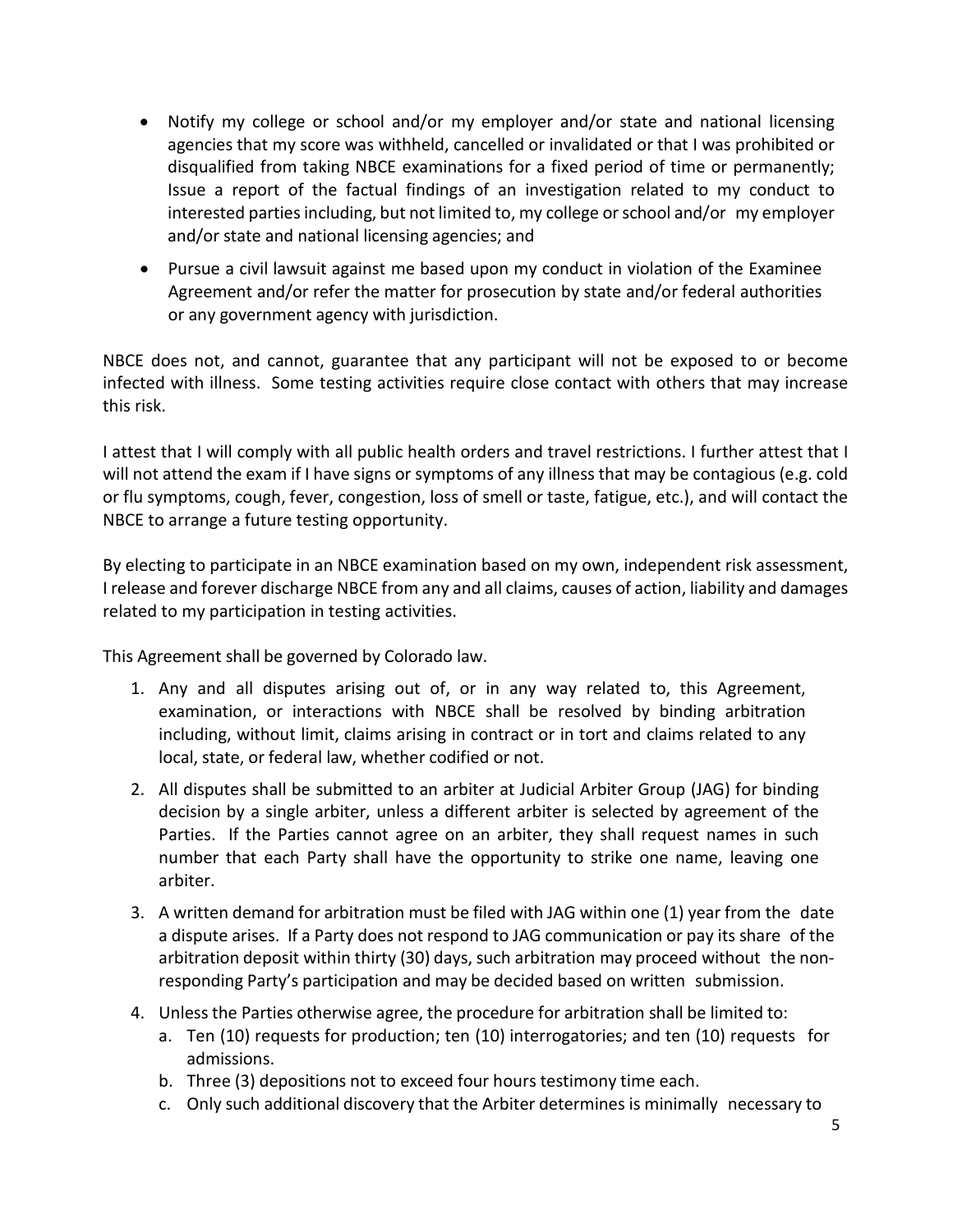- Notify my college or school and/or my employer and/or state and national licensing agencies that my score was withheld, cancelled or invalidated or that I was prohibited or disqualified from taking NBCE examinations for a fixed period of time or permanently; Issue a report of the factual findings of an investigation related to my conduct to interested parties including, but not limited to, my college or school and/or my employer and/or state and national licensing agencies; and
- Pursue a civil lawsuit against me based upon my conduct in violation of the Examinee Agreement and/or refer the matter for prosecution by state and/or federal authorities or any government agency with jurisdiction.

NBCE does not, and cannot, guarantee that any participant will not be exposed to or become infected with illness. Some testing activities require close contact with others that may increase this risk.

I attest that I will comply with all public health orders and travel restrictions. I further attest that I will not attend the exam if I have signs or symptoms of any illness that may be contagious (e.g. cold or flu symptoms, cough, fever, congestion, loss of smell or taste, fatigue, etc.), and will contact the NBCE to arrange a future testing opportunity.

By electing to participate in an NBCE examination based on my own, independent risk assessment, I release and forever discharge NBCE from any and all claims, causes of action, liability and damages related to my participation in testing activities.

This Agreement shall be governed by Colorado law.

1. Any and all disputes arising out of, or in any way related to, this Agreement, examination, or interactions with NBCE shall be resolved by binding arbitration including, without limit, claims arising in contract or in tort and claims related to any local, state, or federal law, whether codified or not.
2. All disputes shall be submitted to an arbiter at Judicial Arbiter Group (JAG) for binding decision by a single arbiter, unless a different arbiter is selected by agreement of the Parties. If the Parties cannot agree on an arbiter, they shall request names in such number that each Party shall have the opportunity to strike one name, leaving one arbiter.
3. A written demand for arbitration must be filed with JAG within one (1) year from the date a dispute arises. If a Party does not respond to JAG communication or pay its share of the arbitration deposit within thirty (30) days, such arbitration may proceed without the non-responding Party's participation and may be decided based on written submission.
4. Unless the Parties otherwise agree, the procedure for arbitration shall be limited to:
   a. Ten (10) requests for production; ten (10) interrogatories; and ten (10) requests for admissions.
   b. Three (3) depositions not to exceed four hours testimony time each.
   c. Only such additional discovery that the Arbiter determines is minimally necessary to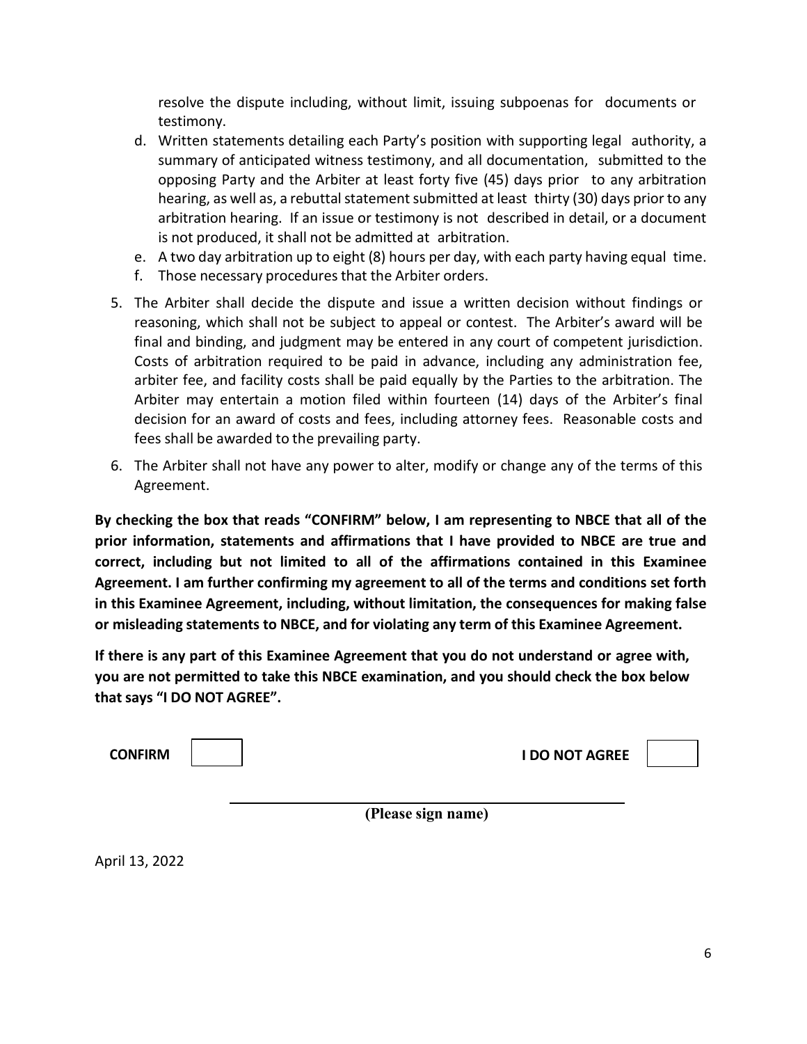resolve the dispute including, without limit, issuing subpoenas for documents or testimony.

d. Written statements detailing each Party's position with supporting legal authority, a summary of anticipated witness testimony, and all documentation, submitted to the opposing Party and the Arbiter at least forty five (45) days prior to any arbitration hearing, as well as, a rebuttal statement submitted at least thirty (30) days prior to any arbitration hearing. If an issue or testimony is not described in detail, or a document is not produced, it shall not be admitted at arbitration.
e. A two day arbitration up to eight (8) hours per day, with each party having equal time.
f. Those necessary procedures that the Arbiter orders.

5. The Arbiter shall decide the dispute and issue a written decision without findings or reasoning, which shall not be subject to appeal or contest. The Arbiter's award will be final and binding, and judgment may be entered in any court of competent jurisdiction. Costs of arbitration required to be paid in advance, including any administration fee, arbiter fee, and facility costs shall be paid equally by the Parties to the arbitration. The Arbiter may entertain a motion filed within fourteen (14) days of the Arbiter's final decision for an award of costs and fees, including attorney fees. Reasonable costs and fees shall be awarded to the prevailing party.

6. The Arbiter shall not have any power to alter, modify or change any of the terms of this Agreement.

**By checking the box that reads "CONFIRM" below, I am representing to NBCE that all of the prior information, statements and affirmations that I have provided to NBCE are true and correct, including but not limited to all of the affirmations contained in this Examinee Agreement. I am further confirming my agreement to all of the terms and conditions set forth in this Examinee Agreement, including, without limitation, the consequences for making false or misleading statements to NBCE, and for violating any term of this Examinee Agreement.**

**If there is any part of this Examinee Agreement that you do not understand or agree with, you are not permitted to take this NBCE examination, and you should check the box below that says "I DO NOT AGREE".**

**CONFIRM** ☐ **I DO NOT AGREE** ☐

\_\_\_\_\_\_\_\_\_\_\_\_\_\_\_\_\_\_\_\_\_\_\_\_\_\_\_\_\_\_\_\_\_\_\_\_\_\_\_\_

**(Please sign name)**

April 13, 2022